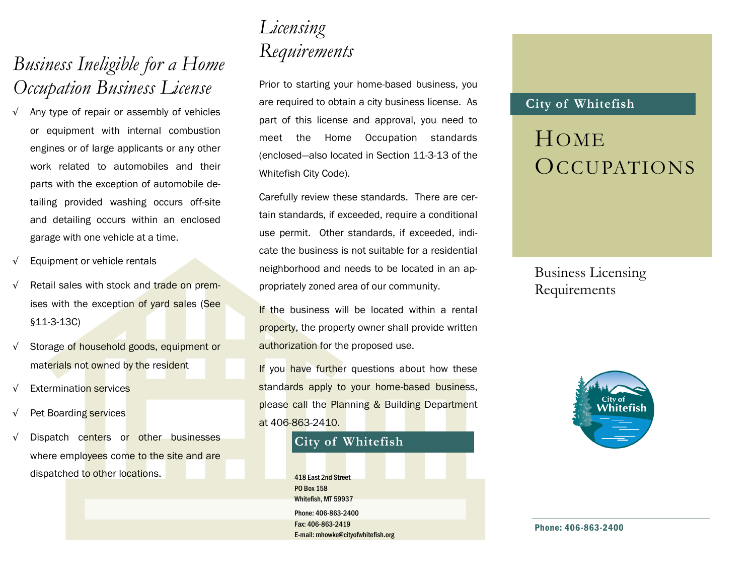## *Business Ineligible for a Home Occupation Business License*

- √ Any type of repair or assembly of vehicles or equipment with internal combustion engines or of large applicants or any other work related to automobiles and their parts with the exception of automobile detailing provided washing occurs off-site and detailing occurs within an enclosed garage with one vehicle at a time.
- √ Equipment or vehicle rentals
- √ Retail sales with stock and trade on premises with the exception of yard sales (See §11-3-13C)
- √ Storage of household goods, equipment or materials not owned by the resident
- √ Extermination services
- √ Pet Boarding services
- √ Dispatch centers or other businesses where employees come to the site and are dispatched to other locations.

## *Licensing Requirements*

Prior to starting your home-based business, you are required to obtain a city business license. As part of this license and approval, you need to meet the Home Occupation standards (enclosed—also located in Section 11-3-13 of the Whitefish City Code).

Carefully review these standards. There are certain standards, if exceeded, require a conditional use permit. Other standards, if exceeded, indicate the business is not suitable for a residential neighborhood and needs to be located in an appropriately zoned area of our community.

If the business will be located within a rental property, the property owner shall provide written authorization for the proposed use.

If you have further questions about how these standards apply to your home-based business, please call the Planning & Building Department at 406-863-2410.

**City of Whitefish**

418 East 2nd Street
PO Box 158
Whitefish, MT 59937

Phone: 406-863-2400
Fax: 406-863-2419
E-mail: mhowke@cityofwhitefish.org

**City of Whitefish**

# Home Occupations

Business Licensing Requirements

City of Whitefish

**Phone: 406-863-2400**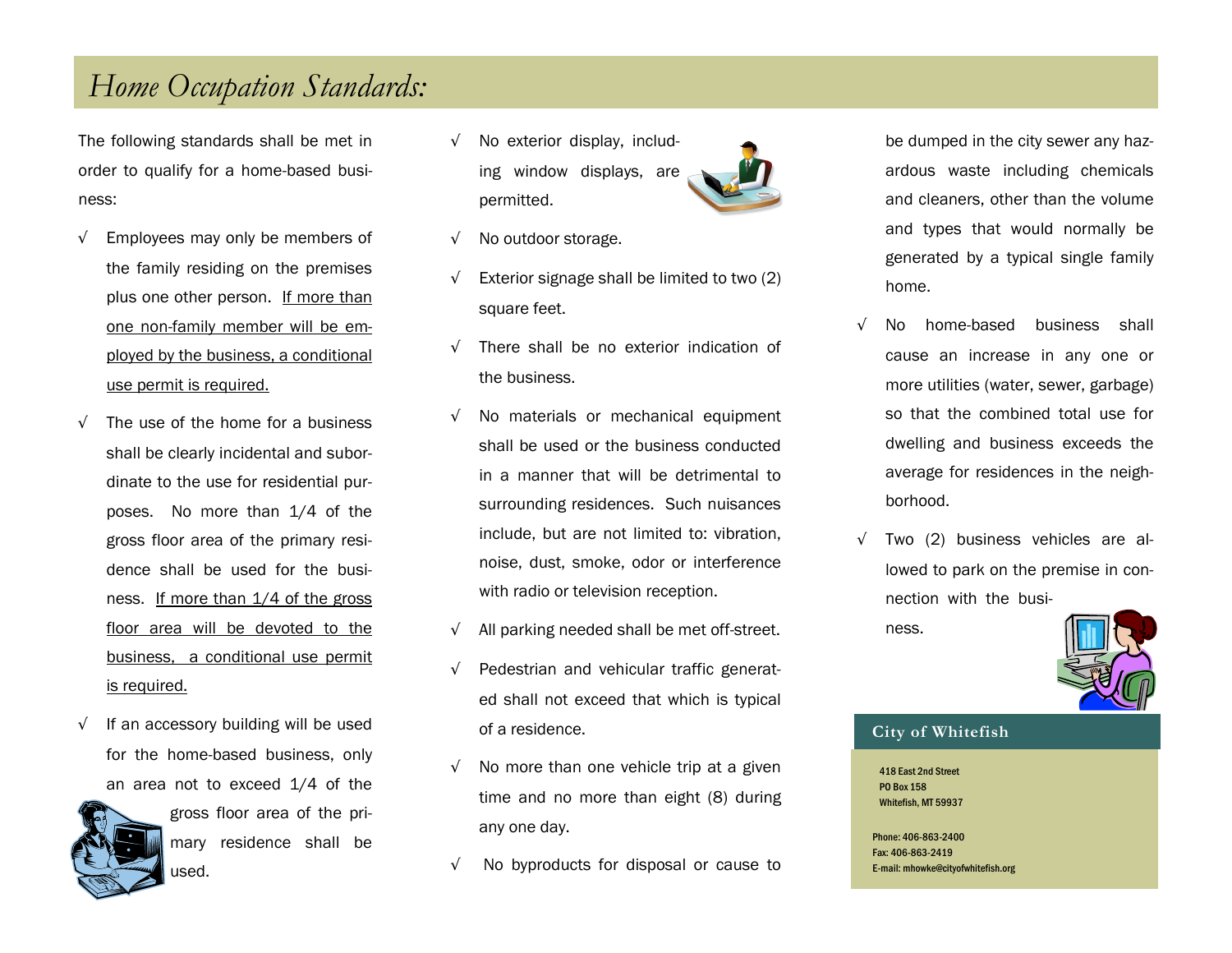# *Home Occupation Standards:*

The following standards shall be met in order to qualify for a home-based business:

- √ Employees may only be members of the family residing on the premises plus one other person. If more than one non-family member will be employed by the business, a conditional use permit is required.
- √ The use of the home for a business shall be clearly incidental and subordinate to the use for residential purposes. No more than 1/4 of the gross floor area of the primary residence shall be used for the business. If more than 1/4 of the gross floor area will be devoted to the business, a conditional use permit is required.
- √ If an accessory building will be used for the home-based business, only an area not to exceed 1/4 of the gross floor area of the primary residence shall be used.
- √ No exterior display, including window displays, are permitted.
- √ No outdoor storage.
- √ Exterior signage shall be limited to two (2) square feet.
- √ There shall be no exterior indication of the business.
- √ No materials or mechanical equipment shall be used or the business conducted in a manner that will be detrimental to surrounding residences. Such nuisances include, but are not limited to: vibration, noise, dust, smoke, odor or interference with radio or television reception.
- √ All parking needed shall be met off-street.
- √ Pedestrian and vehicular traffic generated shall not exceed that which is typical of a residence.
- √ No more than one vehicle trip at a given time and no more than eight (8) during any one day.
- √ No byproducts for disposal or cause to be dumped in the city sewer any hazardous waste including chemicals and cleaners, other than the volume and types that would normally be generated by a typical single family home.
- √ No home-based business shall cause an increase in any one or more utilities (water, sewer, garbage) so that the combined total use for dwelling and business exceeds the average for residences in the neighborhood.
- √ Two (2) business vehicles are allowed to park on the premise in connection with the business.

## City of Whitefish

418 East 2nd Street
PO Box 158
Whitefish, MT 59937

Phone: 406-863-2400
Fax: 406-863-2419
E-mail: mhowke@cityofwhitefish.org